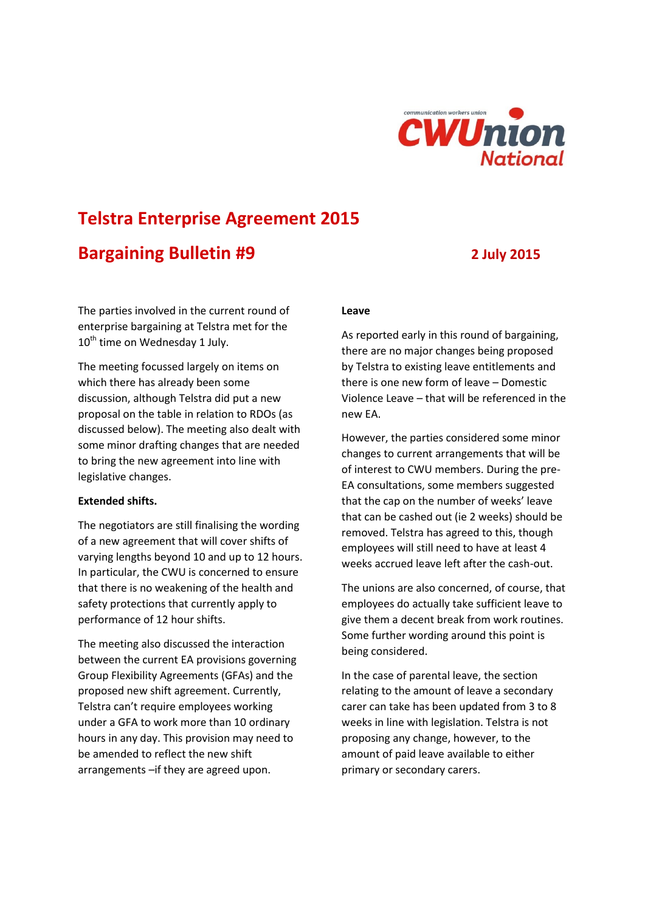communication workers union

CWUnion National

# Telstra Enterprise Agreement 2015

## Bargaining Bulletin #9

**2 July 2015**

The parties involved in the current round of enterprise bargaining at Telstra met for the 10th time on Wednesday 1 July.

The meeting focussed largely on items on which there has already been some discussion, although Telstra did put a new proposal on the table in relation to RDOs (as discussed below). The meeting also dealt with some minor drafting changes that are needed to bring the new agreement into line with legislative changes.

**Extended shifts.**

The negotiators are still finalising the wording of a new agreement that will cover shifts of varying lengths beyond 10 and up to 12 hours. In particular, the CWU is concerned to ensure that there is no weakening of the health and safety protections that currently apply to performance of 12 hour shifts.

The meeting also discussed the interaction between the current EA provisions governing Group Flexibility Agreements (GFAs) and the proposed new shift agreement. Currently, Telstra can't require employees working under a GFA to work more than 10 ordinary hours in any day. This provision may need to be amended to reflect the new shift arrangements –if they are agreed upon.

**Leave**

As reported early in this round of bargaining, there are no major changes being proposed by Telstra to existing leave entitlements and there is one new form of leave – Domestic Violence Leave – that will be referenced in the new EA.

However, the parties considered some minor changes to current arrangements that will be of interest to CWU members. During the pre-EA consultations, some members suggested that the cap on the number of weeks' leave that can be cashed out (ie 2 weeks) should be removed. Telstra has agreed to this, though employees will still need to have at least 4 weeks accrued leave left after the cash-out.

The unions are also concerned, of course, that employees do actually take sufficient leave to give them a decent break from work routines. Some further wording around this point is being considered.

In the case of parental leave, the section relating to the amount of leave a secondary carer can take has been updated from 3 to 8 weeks in line with legislation. Telstra is not proposing any change, however, to the amount of paid leave available to either primary or secondary carers.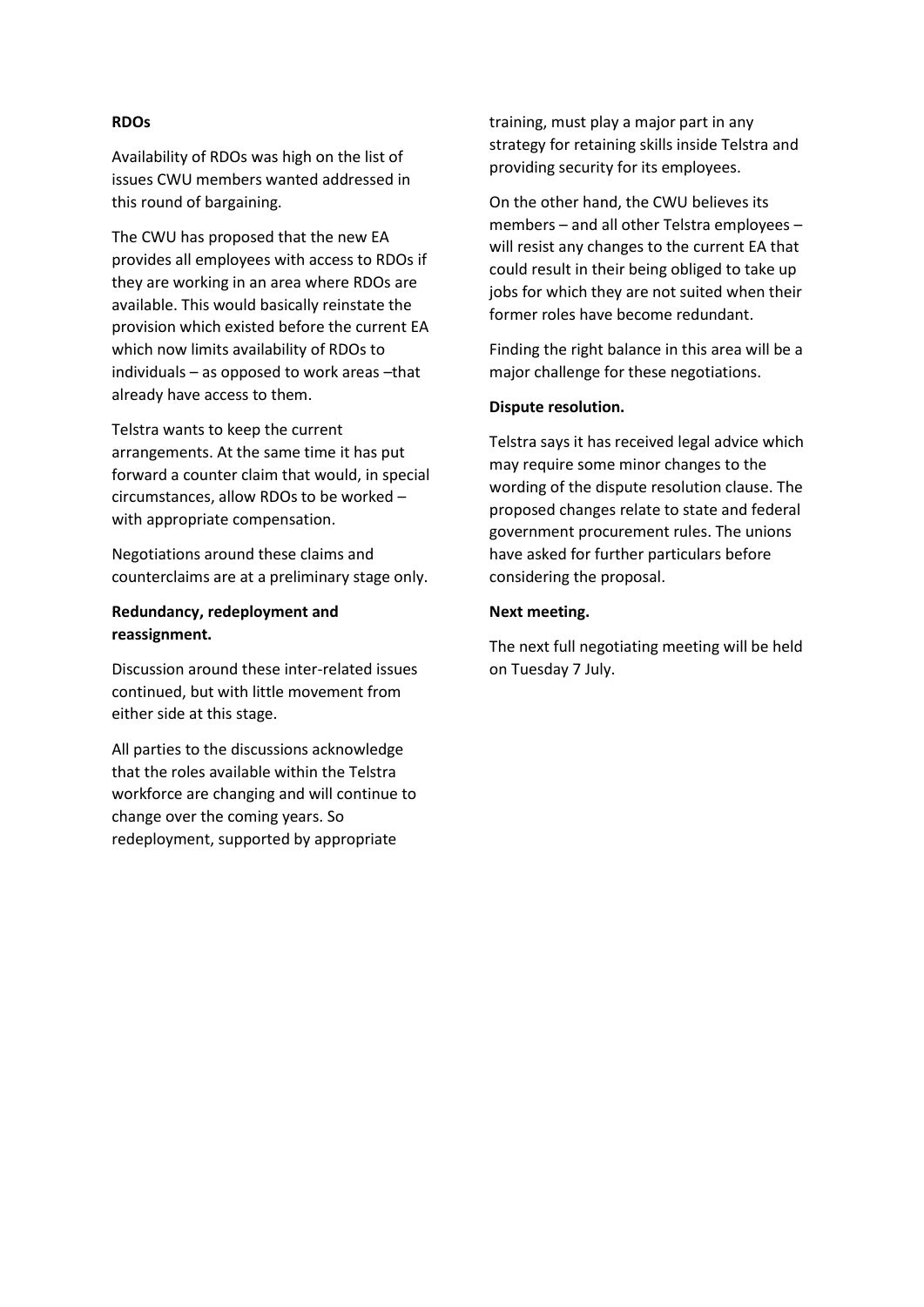**RDOs**

Availability of RDOs was high on the list of issues CWU members wanted addressed in this round of bargaining.

The CWU has proposed that the new EA provides all employees with access to RDOs if they are working in an area where RDOs are available. This would basically reinstate the provision which existed before the current EA which now limits availability of RDOs to individuals – as opposed to work areas –that already have access to them.

Telstra wants to keep the current arrangements. At the same time it has put forward a counter claim that would, in special circumstances, allow RDOs to be worked – with appropriate compensation.

Negotiations around these claims and counterclaims are at a preliminary stage only.

**Redundancy, redeployment and reassignment.**

Discussion around these inter-related issues continued, but with little movement from either side at this stage.

All parties to the discussions acknowledge that the roles available within the Telstra workforce are changing and will continue to change over the coming years. So redeployment, supported by appropriate training, must play a major part in any strategy for retaining skills inside Telstra and providing security for its employees.

On the other hand, the CWU believes its members – and all other Telstra employees – will resist any changes to the current EA that could result in their being obliged to take up jobs for which they are not suited when their former roles have become redundant.

Finding the right balance in this area will be a major challenge for these negotiations.

**Dispute resolution.**

Telstra says it has received legal advice which may require some minor changes to the wording of the dispute resolution clause. The proposed changes relate to state and federal government procurement rules. The unions have asked for further particulars before considering the proposal.

**Next meeting.**

The next full negotiating meeting will be held on Tuesday 7 July.